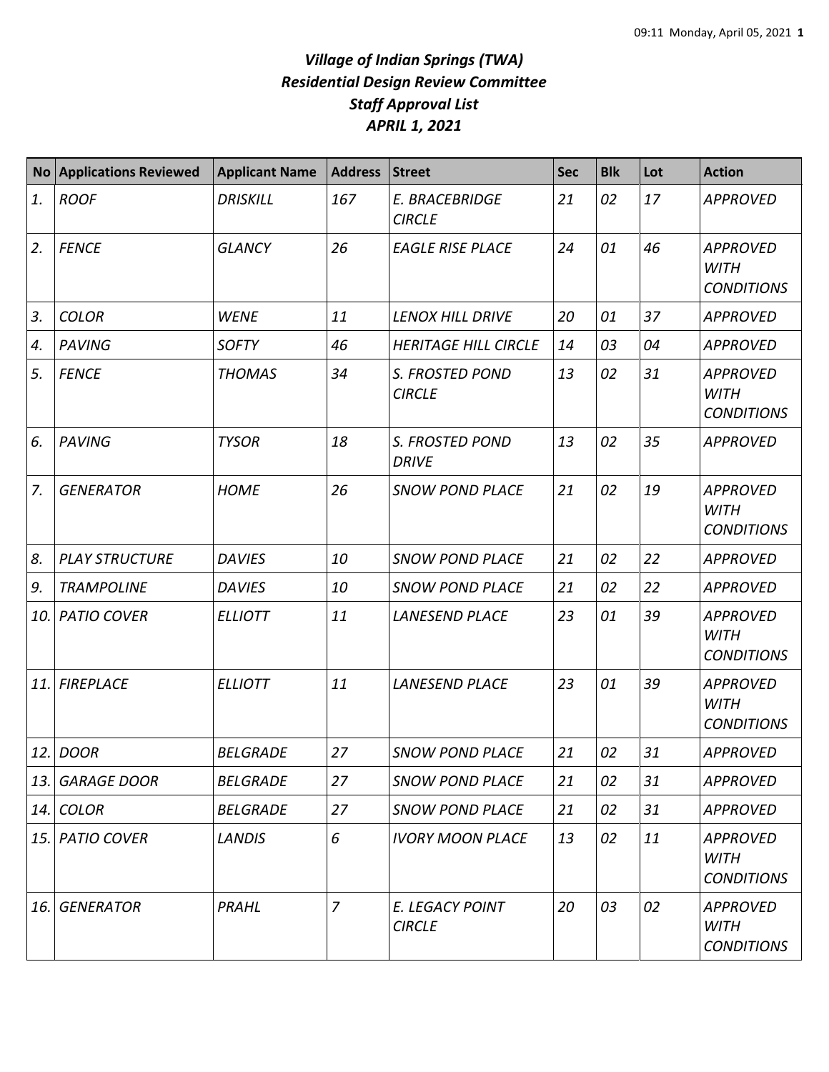# *Village of Indian Springs (TWA)*
## *Residential Design Review Committee*
## *Staff Approval List*
## *APRIL 1, 2021*

| No | Applications Reviewed | Applicant Name | Address | Street | Sec | Blk | Lot | Action |
|---|---|---|---|---|---|---|---|---|
| *1.* | *ROOF* | *DRISKILL* | *167* | *E. BRACEBRIDGE CIRCLE* | *21* | *02* | *17* | *APPROVED* |
| *2.* | *FENCE* | *GLANCY* | *26* | *EAGLE RISE PLACE* | *24* | *01* | *46* | *APPROVED WITH CONDITIONS* |
| *3.* | *COLOR* | *WENE* | *11* | *LENOX HILL DRIVE* | *20* | *01* | *37* | *APPROVED* |
| *4.* | *PAVING* | *SOFTY* | *46* | *HERITAGE HILL CIRCLE* | *14* | *03* | *04* | *APPROVED* |
| *5.* | *FENCE* | *THOMAS* | *34* | *S. FROSTED POND CIRCLE* | *13* | *02* | *31* | *APPROVED WITH CONDITIONS* |
| *6.* | *PAVING* | *TYSOR* | *18* | *S. FROSTED POND DRIVE* | *13* | *02* | *35* | *APPROVED* |
| *7.* | *GENERATOR* | *HOME* | *26* | *SNOW POND PLACE* | *21* | *02* | *19* | *APPROVED WITH CONDITIONS* |
| *8.* | *PLAY STRUCTURE* | *DAVIES* | *10* | *SNOW POND PLACE* | *21* | *02* | *22* | *APPROVED* |
| *9.* | *TRAMPOLINE* | *DAVIES* | *10* | *SNOW POND PLACE* | *21* | *02* | *22* | *APPROVED* |
| *10.* | *PATIO COVER* | *ELLIOTT* | *11* | *LANESEND PLACE* | *23* | *01* | *39* | *APPROVED WITH CONDITIONS* |
| *11.* | *FIREPLACE* | *ELLIOTT* | *11* | *LANESEND PLACE* | *23* | *01* | *39* | *APPROVED WITH CONDITIONS* |
| *12.* | *DOOR* | *BELGRADE* | *27* | *SNOW POND PLACE* | *21* | *02* | *31* | *APPROVED* |
| *13.* | *GARAGE DOOR* | *BELGRADE* | *27* | *SNOW POND PLACE* | *21* | *02* | *31* | *APPROVED* |
| *14.* | *COLOR* | *BELGRADE* | *27* | *SNOW POND PLACE* | *21* | *02* | *31* | *APPROVED* |
| *15.* | *PATIO COVER* | *LANDIS* | *6* | *IVORY MOON PLACE* | *13* | *02* | *11* | *APPROVED WITH CONDITIONS* |
| *16.* | *GENERATOR* | *PRAHL* | *7* | *E. LEGACY POINT CIRCLE* | *20* | *03* | *02* | *APPROVED WITH CONDITIONS* |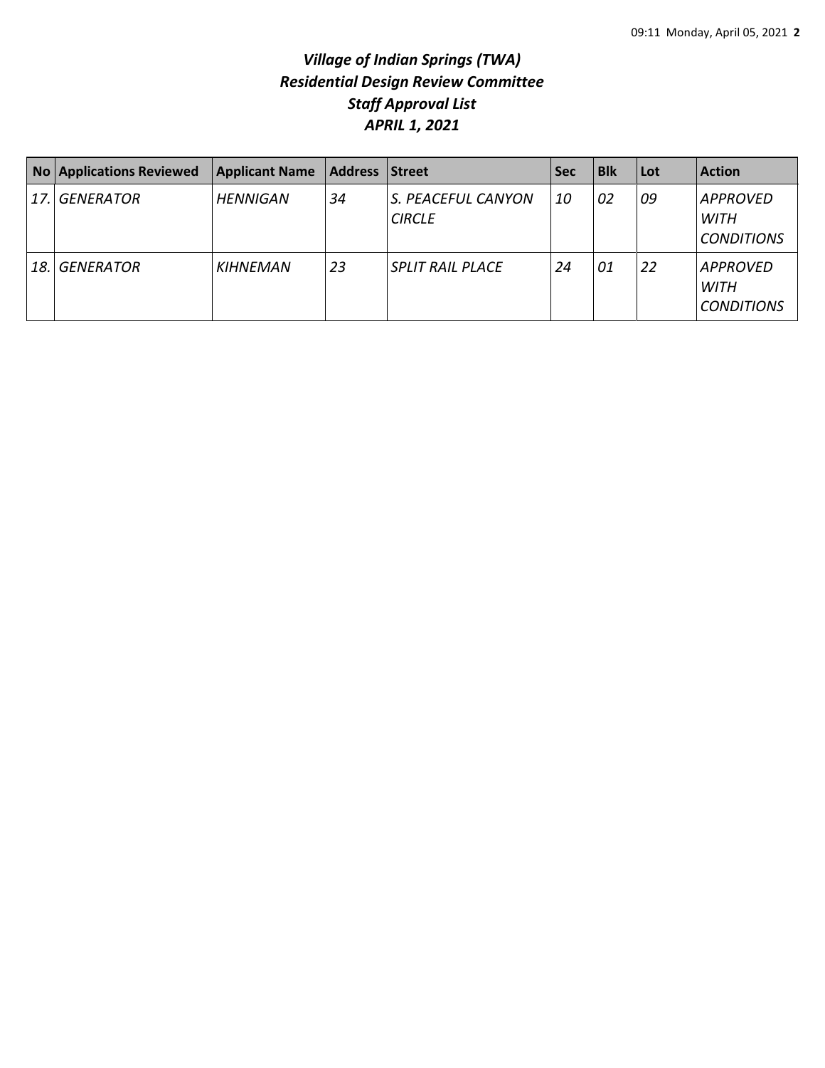# *Village of Indian Springs (TWA)*
## *Residential Design Review Committee*
## *Staff Approval List*
## *APRIL 1, 2021*

| No | Applications Reviewed | Applicant Name | Address | Street | Sec | Blk | Lot | Action |
|---|---|---|---|---|---|---|---|---|
| *17.* | *GENERATOR* | *HENNIGAN* | *34* | *S. PEACEFUL CANYON CIRCLE* | *10* | *02* | *09* | *APPROVED WITH CONDITIONS* |
| *18.* | *GENERATOR* | *KIHNEMAN* | *23* | *SPLIT RAIL PLACE* | *24* | *01* | *22* | *APPROVED WITH CONDITIONS* |